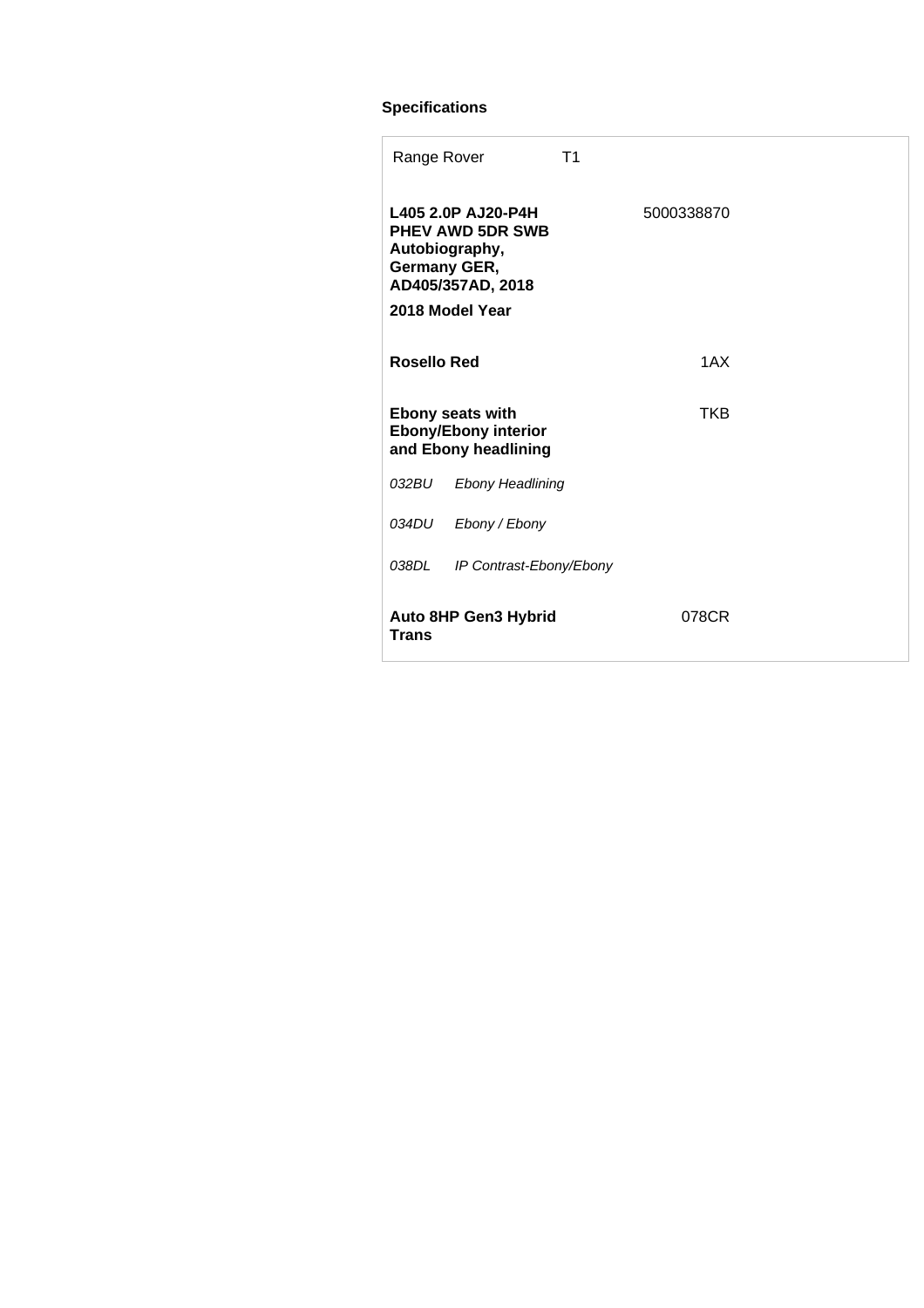### Specifications

| Range Rover | T1 |
|---|---|
| **L405 2.0P AJ20-P4H PHEV AWD 5DR SWB Autobiography, Germany GER, AD405/357AD, 2018**<br>**2018 Model Year** | 5000338870 |
| **Rosello Red** | 1AX |
| **Ebony seats with Ebony/Ebony interior and Ebony headlining** | TKB |
| *032BU Ebony Headlining* | |
| *034DU Ebony / Ebony* | |
| *038DL IP Contrast-Ebony/Ebony* | |
| **Auto 8HP Gen3 Hybrid Trans** | 078CR |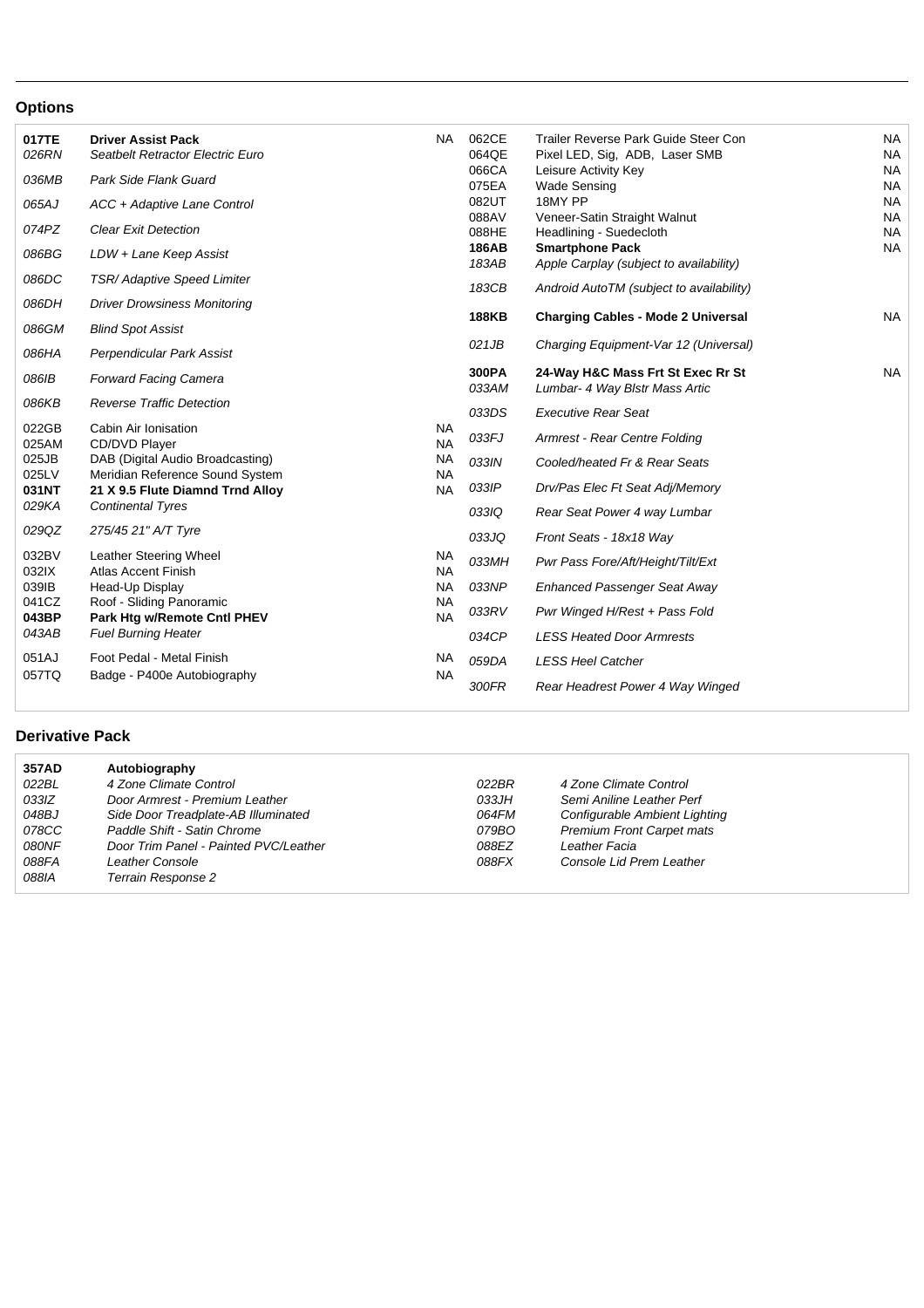## Options

| Code | Description | | Code | Description | |
|---|---|---|---|---|---|
| **017TE** | **Driver Assist Pack** | NA | 062CE | Trailer Reverse Park Guide Steer Con | NA |
| *026RN* | *Seatbelt Retractor Electric Euro* | | 064QE | Pixel LED, Sig, ADB, Laser SMB | NA |
| *036MB* | *Park Side Flank Guard* | | 066CA | Leisure Activity Key | NA |
| *065AJ* | *ACC + Adaptive Lane Control* | | 075EA | Wade Sensing | NA |
| *074PZ* | *Clear Exit Detection* | | 082UT | 18MY PP | NA |
| *086BG* | *LDW + Lane Keep Assist* | | 088AV | Veneer-Satin Straight Walnut | NA |
| *086DC* | *TSR/ Adaptive Speed Limiter* | | 088HE | Headlining - Suedecloth | NA |
| *086DH* | *Driver Drowsiness Monitoring* | | **186AB** | **Smartphone Pack** | NA |
| *086GM* | *Blind Spot Assist* | | *183AB* | *Apple Carplay (subject to availability)* | |
| *086HA* | *Perpendicular Park Assist* | | *183CB* | *Android AutoTM (subject to availability)* | |
| *086IB* | *Forward Facing Camera* | | **188KB** | **Charging Cables - Mode 2 Universal** | NA |
| *086KB* | *Reverse Traffic Detection* | | *021JB* | *Charging Equipment-Var 12 (Universal)* | |
| 022GB | Cabin Air Ionisation | NA | **300PA** | **24-Way H&C Mass Frt St Exec Rr St** | NA |
| 025AM | CD/DVD Player | NA | *033AM* | *Lumbar- 4 Way Blstr Mass Artic* | |
| 025JB | DAB (Digital Audio Broadcasting) | NA | *033DS* | *Executive Rear Seat* | |
| 025LV | Meridian Reference Sound System | NA | *033FJ* | *Armrest - Rear Centre Folding* | |
| **031NT** | **21 X 9.5 Flute Diamnd Trnd Alloy** | NA | *033IN* | *Cooled/heated Fr & Rear Seats* | |
| *029KA* | *Continental Tyres* | | *033IP* | *Drv/Pas Elec Ft Seat Adj/Memory* | |
| *029QZ* | *275/45 21" A/T Tyre* | | *033IQ* | *Rear Seat Power 4 way Lumbar* | |
| 032BV | Leather Steering Wheel | NA | *033JQ* | *Front Seats - 18x18 Way* | |
| 032IX | Atlas Accent Finish | NA | *033MH* | *Pwr Pass Fore/Aft/Height/Tilt/Ext* | |
| 039IB | Head-Up Display | NA | *033NP* | *Enhanced Passenger Seat Away* | |
| 041CZ | Roof - Sliding Panoramic | NA | *033RV* | *Pwr Winged H/Rest + Pass Fold* | |
| **043BP** | **Park Htg w/Remote Cntl PHEV** | NA | *034CP* | *LESS Heated Door Armrests* | |
| *043AB* | *Fuel Burning Heater* | | *059DA* | *LESS Heel Catcher* | |
| 051AJ | Foot Pedal - Metal Finish | NA | *300FR* | *Rear Headrest Power 4 Way Winged* | |
| 057TQ | Badge - P400e Autobiography | NA | | | |

## Derivative Pack

| Code | Description | Code | Description |
|---|---|---|---|
| **357AD** | **Autobiography** | | |
| *022BL* | *4 Zone Climate Control* | *022BR* | *4 Zone Climate Control* |
| *033IZ* | *Door Armrest - Premium Leather* | *033JH* | *Semi Aniline Leather Perf* |
| *048BJ* | *Side Door Treadplate-AB Illuminated* | *064FM* | *Configurable Ambient Lighting* |
| *078CC* | *Paddle Shift - Satin Chrome* | *079BO* | *Premium Front Carpet mats* |
| *080NF* | *Door Trim Panel - Painted PVC/Leather* | *088EZ* | *Leather Facia* |
| *088FA* | *Leather Console* | *088FX* | *Console Lid Prem Leather* |
| *088IA* | *Terrain Response 2* | | |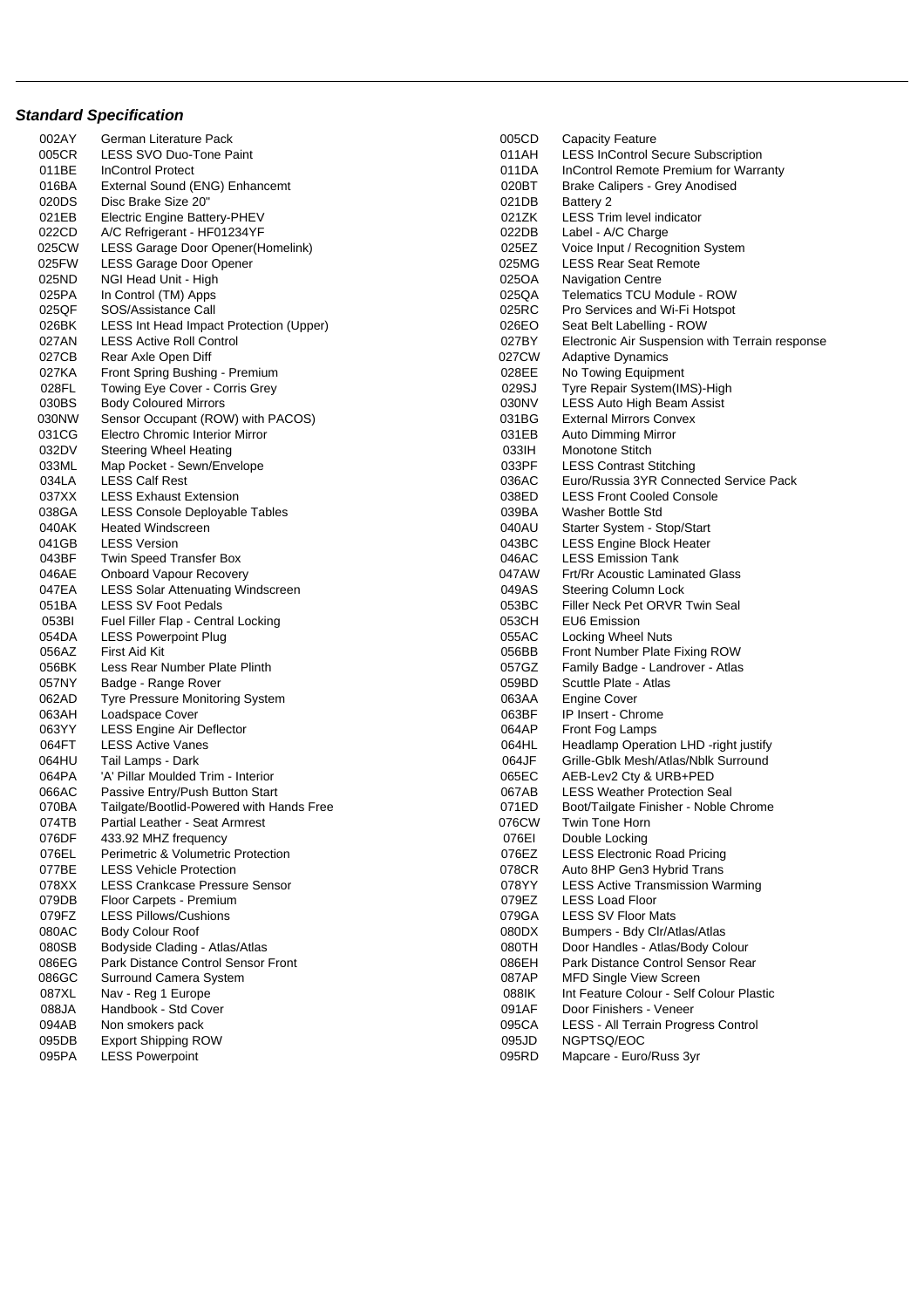### *Standard Specification*

| Code | Description |
|---|---|
| 002AY | German Literature Pack |
| 005CR | LESS SVO Duo-Tone Paint |
| 011BE | InControl Protect |
| 016BA | External Sound (ENG) Enhancemt |
| 020DS | Disc Brake Size 20" |
| 021EB | Electric Engine Battery-PHEV |
| 022CD | A/C Refrigerant - HF01234YF |
| 025CW | LESS Garage Door Opener(Homelink) |
| 025FW | LESS Garage Door Opener |
| 025ND | NGI Head Unit - High |
| 025PA | In Control (TM) Apps |
| 025QF | SOS/Assistance Call |
| 026BK | LESS Int Head Impact Protection (Upper) |
| 027AN | LESS Active Roll Control |
| 027CB | Rear Axle Open Diff |
| 027KA | Front Spring Bushing - Premium |
| 028FL | Towing Eye Cover - Corris Grey |
| 030BS | Body Coloured Mirrors |
| 030NW | Sensor Occupant (ROW) with PACOS) |
| 031CG | Electro Chromic Interior Mirror |
| 032DV | Steering Wheel Heating |
| 033ML | Map Pocket - Sewn/Envelope |
| 034LA | LESS Calf Rest |
| 037XX | LESS Exhaust Extension |
| 038GA | LESS Console Deployable Tables |
| 040AK | Heated Windscreen |
| 041GB | LESS Version |
| 043BF | Twin Speed Transfer Box |
| 046AE | Onboard Vapour Recovery |
| 047EA | LESS Solar Attenuating Windscreen |
| 051BA | LESS SV Foot Pedals |
| 053BI | Fuel Filler Flap - Central Locking |
| 054DA | LESS Powerpoint Plug |
| 056AZ | First Aid Kit |
| 056BK | Less Rear Number Plate Plinth |
| 057NY | Badge - Range Rover |
| 062AD | Tyre Pressure Monitoring System |
| 063AH | Loadspace Cover |
| 063YY | LESS Engine Air Deflector |
| 064FT | LESS Active Vanes |
| 064HU | Tail Lamps - Dark |
| 064PA | 'A' Pillar Moulded Trim - Interior |
| 066AC | Passive Entry/Push Button Start |
| 070BA | Tailgate/Bootlid-Powered with Hands Free |
| 074TB | Partial Leather - Seat Armrest |
| 076DF | 433.92 MHZ frequency |
| 076EL | Perimetric & Volumetric Protection |
| 077BE | LESS Vehicle Protection |
| 078XX | LESS Crankcase Pressure Sensor |
| 079DB | Floor Carpets - Premium |
| 079FZ | LESS Pillows/Cushions |
| 080AC | Body Colour Roof |
| 080SB | Bodyside Clading - Atlas/Atlas |
| 086EG | Park Distance Control Sensor Front |
| 086GC | Surround Camera System |
| 087XL | Nav - Reg 1 Europe |
| 088JA | Handbook - Std Cover |
| 094AB | Non smokers pack |
| 095DB | Export Shipping ROW |
| 095PA | LESS Powerpoint |
| 005CD | Capacity Feature |
| 011AH | LESS InControl Secure Subscription |
| 011DA | InControl Remote Premium for Warranty |
| 020BT | Brake Calipers - Grey Anodised |
| 021DB | Battery 2 |
| 021ZK | LESS Trim level indicator |
| 022DB | Label - A/C Charge |
| 025EZ | Voice Input / Recognition System |
| 025MG | LESS Rear Seat Remote |
| 025OA | Navigation Centre |
| 025QA | Telematics TCU Module - ROW |
| 025RC | Pro Services and Wi-Fi Hotspot |
| 026EO | Seat Belt Labelling - ROW |
| 027BY | Electronic Air Suspension with Terrain response |
| 027CW | Adaptive Dynamics |
| 028EE | No Towing Equipment |
| 029SJ | Tyre Repair System(IMS)-High |
| 030NV | LESS Auto High Beam Assist |
| 031BG | External Mirrors Convex |
| 031EB | Auto Dimming Mirror |
| 033IH | Monotone Stitch |
| 033PF | LESS Contrast Stitching |
| 036AC | Euro/Russia 3YR Connected Service Pack |
| 038ED | LESS Front Cooled Console |
| 039BA | Washer Bottle Std |
| 040AU | Starter System - Stop/Start |
| 043BC | LESS Engine Block Heater |
| 046AC | LESS Emission Tank |
| 047AW | Frt/Rr Acoustic Laminated Glass |
| 049AS | Steering Column Lock |
| 053BC | Filler Neck Pet ORVR Twin Seal |
| 053CH | EU6 Emission |
| 055AC | Locking Wheel Nuts |
| 056BB | Front Number Plate Fixing ROW |
| 057GZ | Family Badge - Landrover - Atlas |
| 059BD | Scuttle Plate - Atlas |
| 063AA | Engine Cover |
| 063BF | IP Insert - Chrome |
| 064AP | Front Fog Lamps |
| 064HL | Headlamp Operation LHD -right justify |
| 064JF | Grille-Gblk Mesh/Atlas/Nblk Surround |
| 065EC | AEB-Lev2 Cty & URB+PED |
| 067AB | LESS Weather Protection Seal |
| 071ED | Boot/Tailgate Finisher - Noble Chrome |
| 076CW | Twin Tone Horn |
| 076EI | Double Locking |
| 076EZ | LESS Electronic Road Pricing |
| 078CR | Auto 8HP Gen3 Hybrid Trans |
| 078YY | LESS Active Transmission Warming |
| 079EZ | LESS Load Floor |
| 079GA | LESS SV Floor Mats |
| 080DX | Bumpers - Bdy Clr/Atlas/Atlas |
| 080TH | Door Handles - Atlas/Body Colour |
| 086EH | Park Distance Control Sensor Rear |
| 087AP | MFD Single View Screen |
| 088IK | Int Feature Colour - Self Colour Plastic |
| 091AF | Door Finishers - Veneer |
| 095CA | LESS - All Terrain Progress Control |
| 095JD | NGPTSQ/EOC |
| 095RD | Mapcare - Euro/Russ 3yr |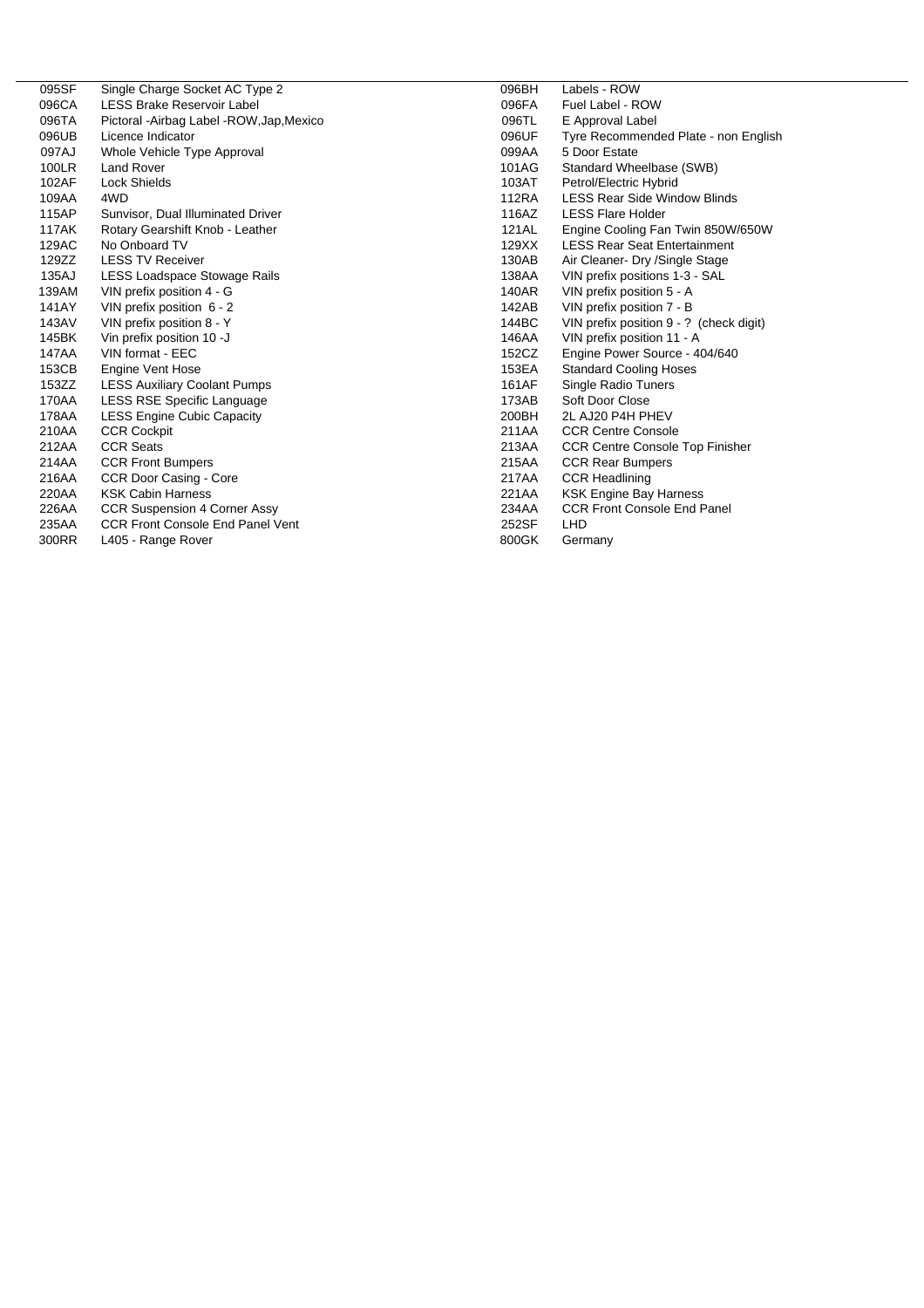| | | | |
|---|---|---|---|
| 095SF | Single Charge Socket AC Type 2 | 096BH | Labels - ROW |
| 096CA | LESS Brake Reservoir Label | 096FA | Fuel Label - ROW |
| 096TA | Pictoral -Airbag Label -ROW,Jap,Mexico | 096TL | E Approval Label |
| 096UB | Licence Indicator | 096UF | Tyre Recommended Plate - non English |
| 097AJ | Whole Vehicle Type Approval | 099AA | 5 Door Estate |
| 100LR | Land Rover | 101AG | Standard Wheelbase (SWB) |
| 102AF | Lock Shields | 103AT | Petrol/Electric Hybrid |
| 109AA | 4WD | 112RA | LESS Rear Side Window Blinds |
| 115AP | Sunvisor, Dual Illuminated Driver | 116AZ | LESS Flare Holder |
| 117AK | Rotary Gearshift Knob - Leather | 121AL | Engine Cooling Fan Twin 850W/650W |
| 129AC | No Onboard TV | 129XX | LESS Rear Seat Entertainment |
| 129ZZ | LESS TV Receiver | 130AB | Air Cleaner- Dry /Single Stage |
| 135AJ | LESS Loadspace Stowage Rails | 138AA | VIN prefix positions 1-3 - SAL |
| 139AM | VIN prefix position 4 - G | 140AR | VIN prefix position 5 - A |
| 141AY | VIN prefix position 6 - 2 | 142AB | VIN prefix position 7 - B |
| 143AV | VIN prefix position 8 - Y | 144BC | VIN prefix position 9 - ? (check digit) |
| 145BK | Vin prefix position 10 -J | 146AA | VIN prefix position 11 - A |
| 147AA | VIN format - EEC | 152CZ | Engine Power Source - 404/640 |
| 153CB | Engine Vent Hose | 153EA | Standard Cooling Hoses |
| 153ZZ | LESS Auxiliary Coolant Pumps | 161AF | Single Radio Tuners |
| 170AA | LESS RSE Specific Language | 173AB | Soft Door Close |
| 178AA | LESS Engine Cubic Capacity | 200BH | 2L AJ20 P4H PHEV |
| 210AA | CCR Cockpit | 211AA | CCR Centre Console |
| 212AA | CCR Seats | 213AA | CCR Centre Console Top Finisher |
| 214AA | CCR Front Bumpers | 215AA | CCR Rear Bumpers |
| 216AA | CCR Door Casing - Core | 217AA | CCR Headlining |
| 220AA | KSK Cabin Harness | 221AA | KSK Engine Bay Harness |
| 226AA | CCR Suspension 4 Corner Assy | 234AA | CCR Front Console End Panel |
| 235AA | CCR Front Console End Panel Vent | 252SF | LHD |
| 300RR | L405 - Range Rover | 800GK | Germany |